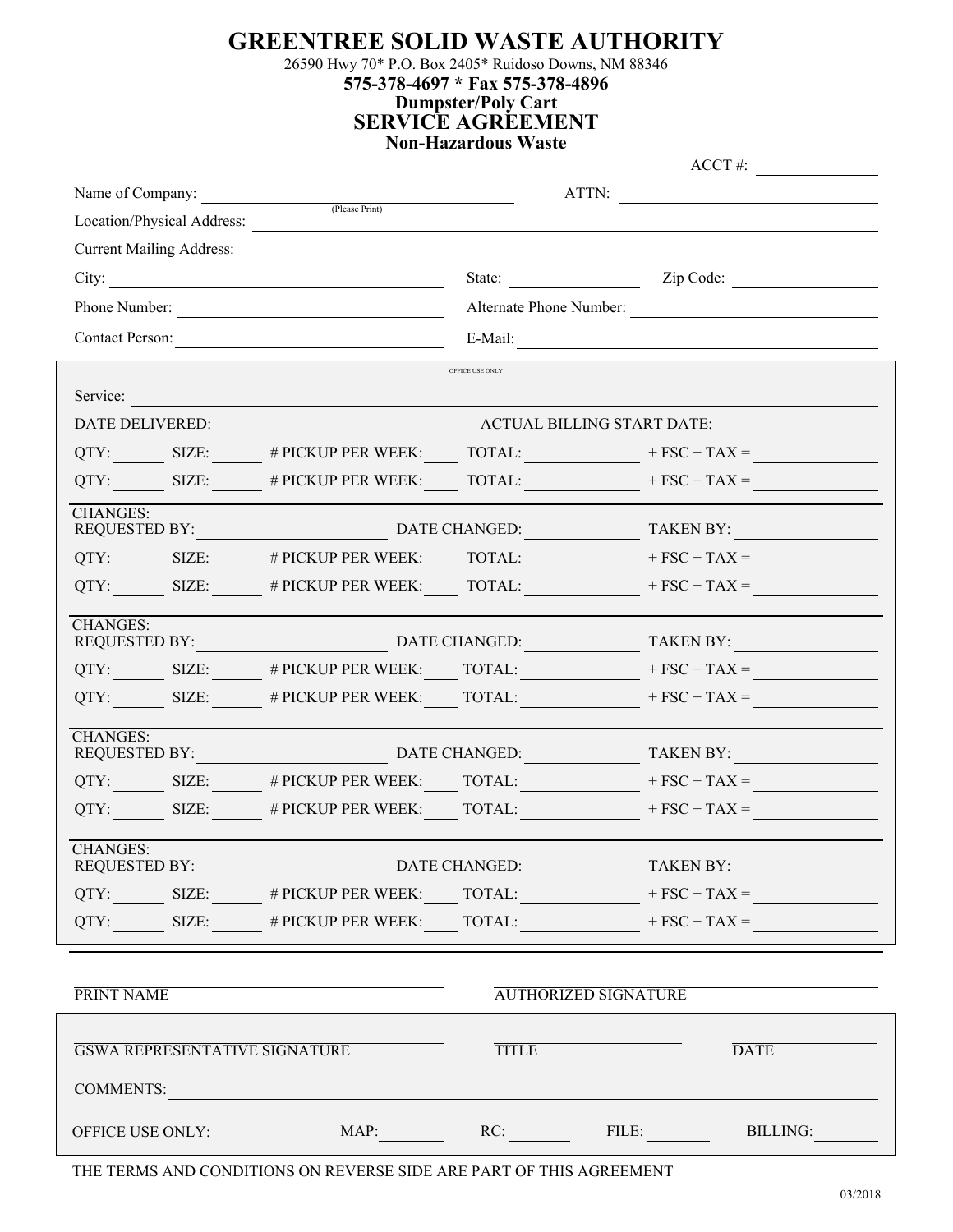# GREENTREE SOLID WASTE AUTHORITY

26590 Hwy 70* P.O. Box 2405* Ruidoso Downs, NM 88346

**575-378-4697 * Fax 575-378-4896**

**Dumpster/Poly Cart**

## SERVICE AGREEMENT

**Non-Hazardous Waste**

ACCT #: ______________

Name of Company: ______________________ (Please Print) ATTN: ______________________

Location/Physical Address: ______________________________________________

Current Mailing Address: ______________________________________________

City: ______________________ State: ______________ Zip Code: ______________

Phone Number: ______________________ Alternate Phone Number: ______________________

Contact Person: ______________________ E-Mail: ______________________

OFFICE USE ONLY

Service: ______________________________________________

DATE DELIVERED: ______________________ ACTUAL BILLING START DATE: ______________________

QTY:______ SIZE:______ # PICKUP PER WEEK:____ TOTAL:____________ + FSC + TAX = ____________

QTY:______ SIZE:______ # PICKUP PER WEEK:____ TOTAL:____________ + FSC + TAX = ____________

CHANGES:
REQUESTED BY:______________ DATE CHANGED:____________ TAKEN BY:____________

QTY:______ SIZE:______ # PICKUP PER WEEK:____ TOTAL:____________ + FSC + TAX = ____________

QTY:______ SIZE:______ # PICKUP PER WEEK:____ TOTAL:____________ + FSC + TAX = ____________

CHANGES:
REQUESTED BY:______________ DATE CHANGED:____________ TAKEN BY:____________

QTY:______ SIZE:______ # PICKUP PER WEEK:____ TOTAL:____________ + FSC + TAX = ____________

QTY:______ SIZE:______ # PICKUP PER WEEK:____ TOTAL:____________ + FSC + TAX = ____________

CHANGES:
REQUESTED BY:______________ DATE CHANGED:____________ TAKEN BY:____________

QTY:______ SIZE:______ # PICKUP PER WEEK:____ TOTAL:____________ + FSC + TAX = ____________

QTY:______ SIZE:______ # PICKUP PER WEEK:____ TOTAL:____________ + FSC + TAX = ____________

CHANGES:
REQUESTED BY:______________ DATE CHANGED:____________ TAKEN BY:____________

QTY:______ SIZE:______ # PICKUP PER WEEK:____ TOTAL:____________ + FSC + TAX = ____________

QTY:______ SIZE:______ # PICKUP PER WEEK:____ TOTAL:____________ + FSC + TAX = ____________

______________________ PRINT NAME ______________________ AUTHORIZED SIGNATURE

______________________ GSWA REPRESENTATIVE SIGNATURE ______________ TITLE ______________ DATE

COMMENTS: ______________________________________________

OFFICE USE ONLY: MAP:________ RC:________ FILE:________ BILLING:________

THE TERMS AND CONDITIONS ON REVERSE SIDE ARE PART OF THIS AGREEMENT

03/2018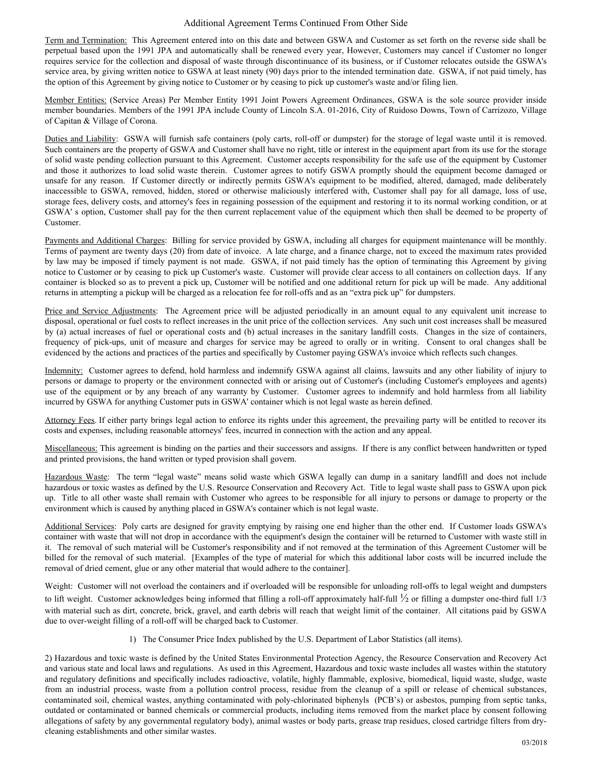Additional Agreement Terms Continued From Other Side

Term and Termination: This Agreement entered into on this date and between GSWA and Customer as set forth on the reverse side shall be perpetual based upon the 1991 JPA and automatically shall be renewed every year, However, Customers may cancel if Customer no longer requires service for the collection and disposal of waste through discontinuance of its business, or if Customer relocates outside the GSWA's service area, by giving written notice to GSWA at least ninety (90) days prior to the intended termination date. GSWA, if not paid timely, has the option of this Agreement by giving notice to Customer or by ceasing to pick up customer's waste and/or filing lien.

Member Entities: (Service Areas) Per Member Entity 1991 Joint Powers Agreement Ordinances, GSWA is the sole source provider inside member boundaries. Members of the 1991 JPA include County of Lincoln S.A. 01-2016, City of Ruidoso Downs, Town of Carrizozo, Village of Capitan & Village of Corona.

Duties and Liability: GSWA will furnish safe containers (poly carts, roll-off or dumpster) for the storage of legal waste until it is removed. Such containers are the property of GSWA and Customer shall have no right, title or interest in the equipment apart from its use for the storage of solid waste pending collection pursuant to this Agreement. Customer accepts responsibility for the safe use of the equipment by Customer and those it authorizes to load solid waste therein. Customer agrees to notify GSWA promptly should the equipment become damaged or unsafe for any reason. If Customer directly or indirectly permits GSWA's equipment to be modified, altered, damaged, made deliberately inaccessible to GSWA, removed, hidden, stored or otherwise maliciously interfered with, Customer shall pay for all damage, loss of use, storage fees, delivery costs, and attorney's fees in regaining possession of the equipment and restoring it to its normal working condition, or at GSWA' s option, Customer shall pay for the then current replacement value of the equipment which then shall be deemed to be property of Customer.

Payments and Additional Charges: Billing for service provided by GSWA, including all charges for equipment maintenance will be monthly. Terms of payment are twenty days (20) from date of invoice. A late charge, and a finance charge, not to exceed the maximum rates provided by law may be imposed if timely payment is not made. GSWA, if not paid timely has the option of terminating this Agreement by giving notice to Customer or by ceasing to pick up Customer's waste. Customer will provide clear access to all containers on collection days. If any container is blocked so as to prevent a pick up, Customer will be notified and one additional return for pick up will be made. Any additional returns in attempting a pickup will be charged as a relocation fee for roll-offs and as an "extra pick up" for dumpsters.

Price and Service Adjustments: The Agreement price will be adjusted periodically in an amount equal to any equivalent unit increase to disposal, operational or fuel costs to reflect increases in the unit price of the collection services. Any such unit cost increases shall be measured by (a) actual increases of fuel or operational costs and (b) actual increases in the sanitary landfill costs. Changes in the size of containers, frequency of pick-ups, unit of measure and charges for service may be agreed to orally or in writing. Consent to oral changes shall be evidenced by the actions and practices of the parties and specifically by Customer paying GSWA's invoice which reflects such changes.

Indemnity: Customer agrees to defend, hold harmless and indemnify GSWA against all claims, lawsuits and any other liability of injury to persons or damage to property or the environment connected with or arising out of Customer's (including Customer's employees and agents) use of the equipment or by any breach of any warranty by Customer. Customer agrees to indemnify and hold harmless from all liability incurred by GSWA for anything Customer puts in GSWA' container which is not legal waste as herein defined.

Attorney Fees. If either party brings legal action to enforce its rights under this agreement, the prevailing party will be entitled to recover its costs and expenses, including reasonable attorneys' fees, incurred in connection with the action and any appeal.

Miscellaneous: This agreement is binding on the parties and their successors and assigns. If there is any conflict between handwritten or typed and printed provisions, the hand written or typed provision shall govern.

Hazardous Waste: The term "legal waste" means solid waste which GSWA legally can dump in a sanitary landfill and does not include hazardous or toxic wastes as defined by the U.S. Resource Conservation and Recovery Act. Title to legal waste shall pass to GSWA upon pick up. Title to all other waste shall remain with Customer who agrees to be responsible for all injury to persons or damage to property or the environment which is caused by anything placed in GSWA's container which is not legal waste.

Additional Services: Poly carts are designed for gravity emptying by raising one end higher than the other end. If Customer loads GSWA's container with waste that will not drop in accordance with the equipment's design the container will be returned to Customer with waste still in it. The removal of such material will be Customer's responsibility and if not removed at the termination of this Agreement Customer will be billed for the removal of such material. [Examples of the type of material for which this additional labor costs will be incurred include the removal of dried cement, glue or any other material that would adhere to the container].

Weight: Customer will not overload the containers and if overloaded will be responsible for unloading roll-offs to legal weight and dumpsters to lift weight. Customer acknowledges being informed that filling a roll-off approximately half-full ½ or filling a dumpster one-third full 1/3 with material such as dirt, concrete, brick, gravel, and earth debris will reach that weight limit of the container. All citations paid by GSWA due to over-weight filling of a roll-off will be charged back to Customer.

1) The Consumer Price Index published by the U.S. Department of Labor Statistics (all items).

2) Hazardous and toxic waste is defined by the United States Environmental Protection Agency, the Resource Conservation and Recovery Act and various state and local laws and regulations. As used in this Agreement, Hazardous and toxic waste includes all wastes within the statutory and regulatory definitions and specifically includes radioactive, volatile, highly flammable, explosive, biomedical, liquid waste, sludge, waste from an industrial process, waste from a pollution control process, residue from the cleanup of a spill or release of chemical substances, contaminated soil, chemical wastes, anything contaminated with poly-chlorinated biphenyls (PCB's) or asbestos, pumping from septic tanks, outdated or contaminated or banned chemicals or commercial products, including items removed from the market place by consent following allegations of safety by any governmental regulatory body), animal wastes or body parts, grease trap residues, closed cartridge filters from dry-cleaning establishments and other similar wastes.

03/2018